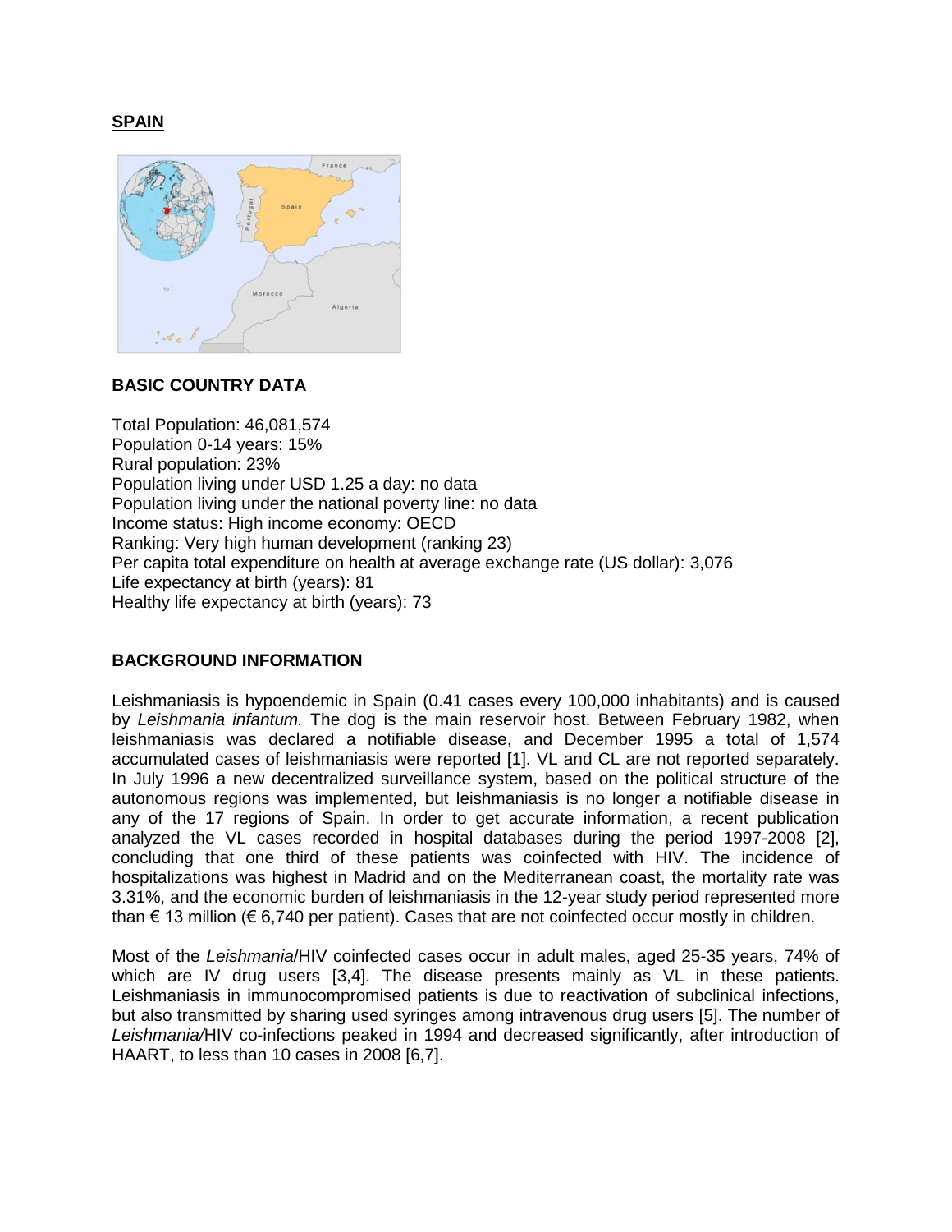## SPAIN

### BASIC COUNTRY DATA

Total Population: 46,081,574
Population 0-14 years: 15%
Rural population: 23%
Population living under USD 1.25 a day: no data
Population living under the national poverty line: no data
Income status: High income economy: OECD
Ranking: Very high human development (ranking 23)
Per capita total expenditure on health at average exchange rate (US dollar): 3,076
Life expectancy at birth (years): 81
Healthy life expectancy at birth (years): 73

### BACKGROUND INFORMATION

Leishmaniasis is hypoendemic in Spain (0.41 cases every 100,000 inhabitants) and is caused by *Leishmania infantum.* The dog is the main reservoir host. Between February 1982, when leishmaniasis was declared a notifiable disease, and December 1995 a total of 1,574 accumulated cases of leishmaniasis were reported [1]. VL and CL are not reported separately. In July 1996 a new decentralized surveillance system, based on the political structure of the autonomous regions was implemented, but leishmaniasis is no longer a notifiable disease in any of the 17 regions of Spain. In order to get accurate information, a recent publication analyzed the VL cases recorded in hospital databases during the period 1997-2008 [2], concluding that one third of these patients was coinfected with HIV. The incidence of hospitalizations was highest in Madrid and on the Mediterranean coast, the mortality rate was 3.31%, and the economic burden of leishmaniasis in the 12-year study period represented more than € 13 million (€ 6,740 per patient). Cases that are not coinfected occur mostly in children.

Most of the *Leishmania*/HIV coinfected cases occur in adult males, aged 25-35 years, 74% of which are IV drug users [3,4]. The disease presents mainly as VL in these patients. Leishmaniasis in immunocompromised patients is due to reactivation of subclinical infections, but also transmitted by sharing used syringes among intravenous drug users [5]. The number of *Leishmania/*HIV co-infections peaked in 1994 and decreased significantly, after introduction of HAART, to less than 10 cases in 2008 [6,7].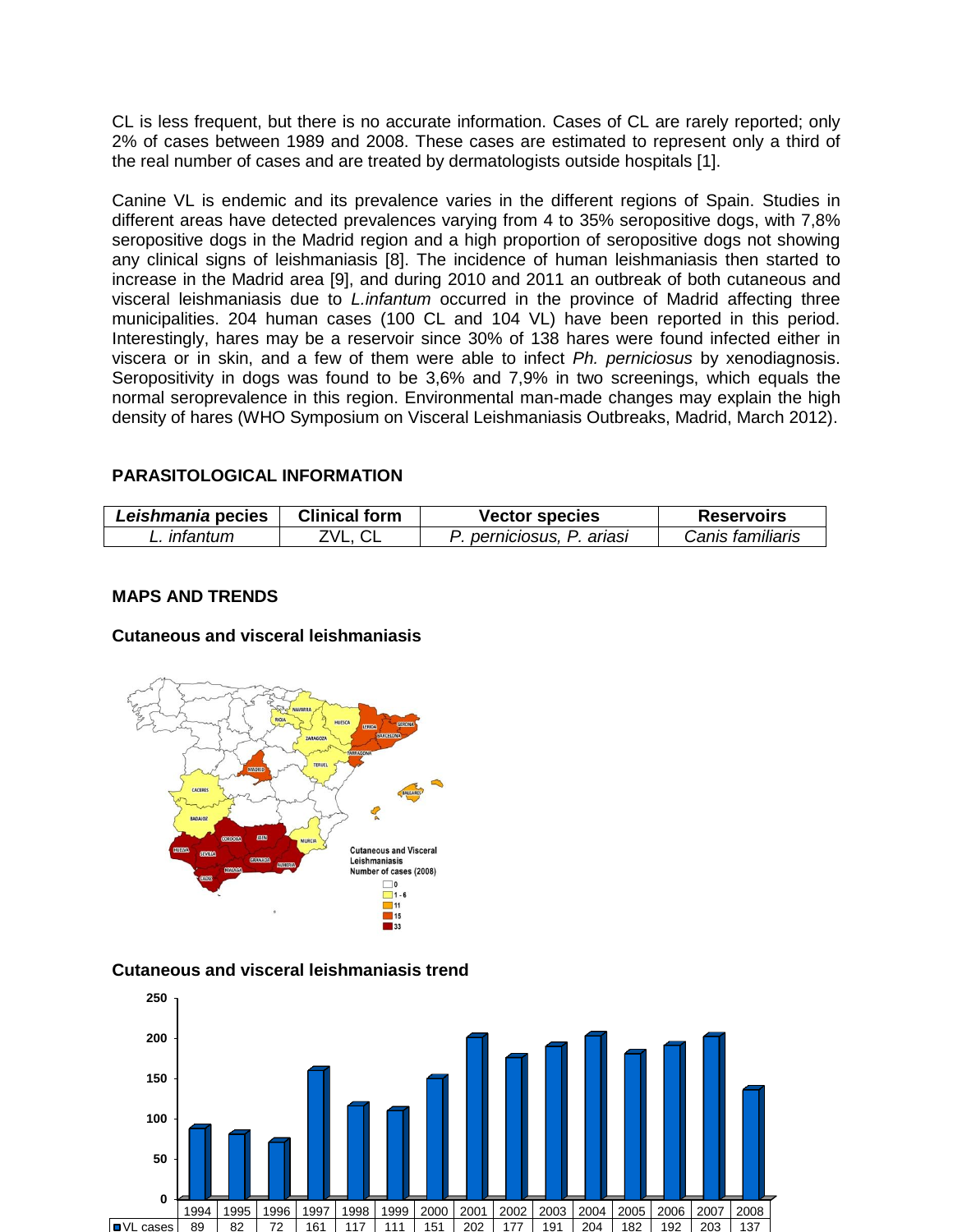CL is less frequent, but there is no accurate information. Cases of CL are rarely reported; only 2% of cases between 1989 and 2008. These cases are estimated to represent only a third of the real number of cases and are treated by dermatologists outside hospitals [1].

Canine VL is endemic and its prevalence varies in the different regions of Spain. Studies in different areas have detected prevalences varying from 4 to 35% seropositive dogs, with 7,8% seropositive dogs in the Madrid region and a high proportion of seropositive dogs not showing any clinical signs of leishmaniasis [8]. The incidence of human leishmaniasis then started to increase in the Madrid area [9], and during 2010 and 2011 an outbreak of both cutaneous and visceral leishmaniasis due to *L.infantum* occurred in the province of Madrid affecting three municipalities. 204 human cases (100 CL and 104 VL) have been reported in this period. Interestingly, hares may be a reservoir since 30% of 138 hares were found infected either in viscera or in skin, and a few of them were able to infect *Ph. perniciosus* by xenodiagnosis. Seropositivity in dogs was found to be 3,6% and 7,9% in two screenings, which equals the normal seroprevalence in this region. Environmental man-made changes may explain the high density of hares (WHO Symposium on Visceral Leishmaniasis Outbreaks, Madrid, March 2012).

## PARASITOLOGICAL INFORMATION

| ***Leishmania* pecies** | **Clinical form** | **Vector species** | **Reservoirs** |
|---|---|---|---|
| *L. infantum* | ZVL, CL | *P. perniciosus, P. ariasi* | *Canis familiaris* |

## MAPS AND TRENDS

### Cutaneous and visceral leishmaniasis

Cutaneous and Visceral Leishmaniasis Number of cases (2008)

- 0
- 1 - 6
- 11
- 15
- 33

### Cutaneous and visceral leishmaniasis trend

| | 1994 | 1995 | 1996 | 1997 | 1998 | 1999 | 2000 | 2001 | 2002 | 2003 | 2004 | 2005 | 2006 | 2007 | 2008 |
|---|---|---|---|---|---|---|---|---|---|---|---|---|---|---|---|
| VL cases | 89 | 82 | 72 | 161 | 117 | 111 | 151 | 202 | 177 | 191 | 204 | 182 | 192 | 203 | 137 |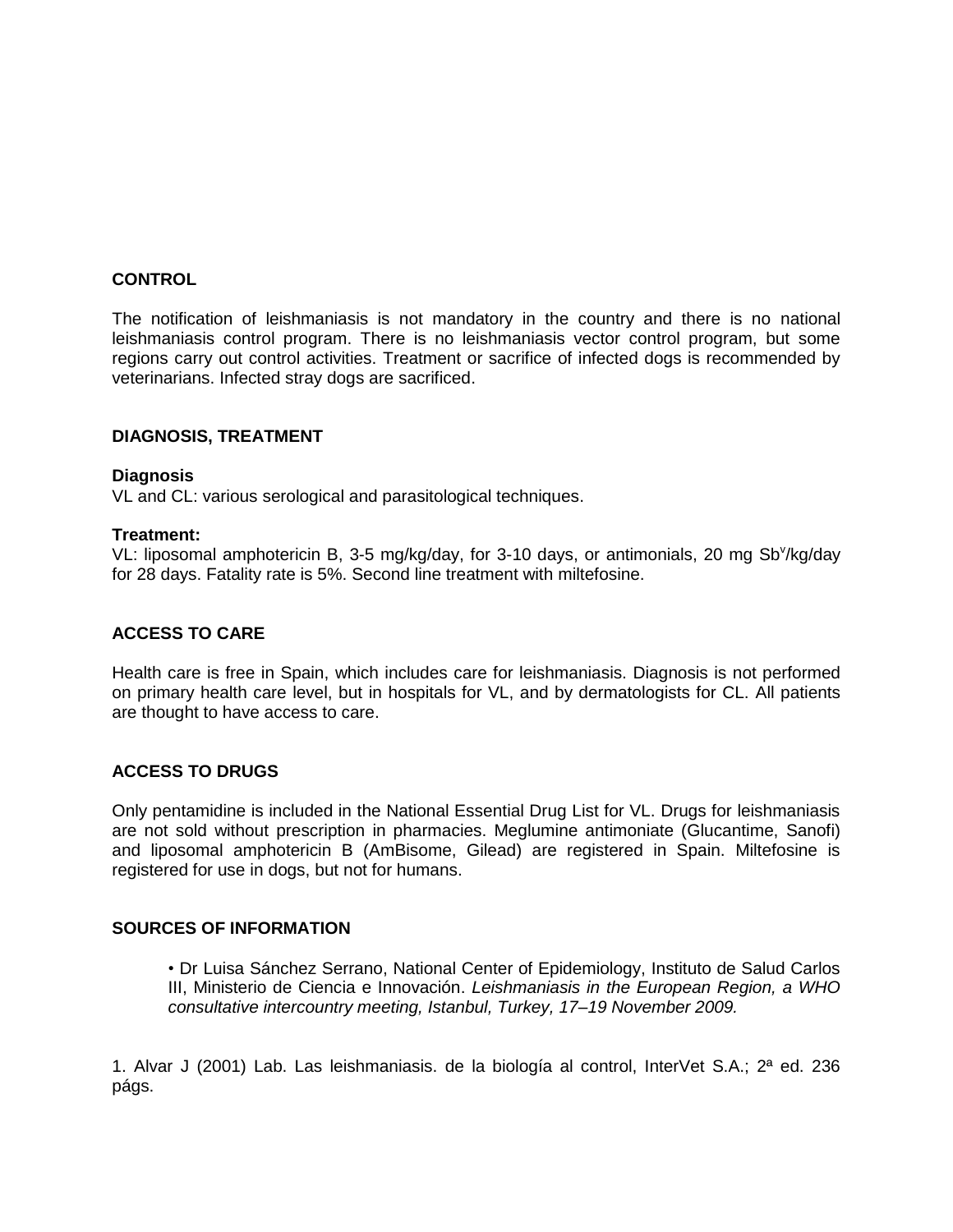## CONTROL

The notification of leishmaniasis is not mandatory in the country and there is no national leishmaniasis control program. There is no leishmaniasis vector control program, but some regions carry out control activities. Treatment or sacrifice of infected dogs is recommended by veterinarians. Infected stray dogs are sacrificed.

## DIAGNOSIS, TREATMENT

**Diagnosis**

VL and CL: various serological and parasitological techniques.

**Treatment:**

VL: liposomal amphotericin B, 3-5 mg/kg/day, for 3-10 days, or antimonials, 20 mg $Sb^v$/kg/day for 28 days. Fatality rate is 5%. Second line treatment with miltefosine.

## ACCESS TO CARE

Health care is free in Spain, which includes care for leishmaniasis. Diagnosis is not performed on primary health care level, but in hospitals for VL, and by dermatologists for CL. All patients are thought to have access to care.

## ACCESS TO DRUGS

Only pentamidine is included in the National Essential Drug List for VL. Drugs for leishmaniasis are not sold without prescription in pharmacies. Meglumine antimoniate (Glucantime, Sanofi) and liposomal amphotericin B (AmBisome, Gilead) are registered in Spain. Miltefosine is registered for use in dogs, but not for humans.

## SOURCES OF INFORMATION

- Dr Luisa Sánchez Serrano, National Center of Epidemiology, Instituto de Salud Carlos III, Ministerio de Ciencia e Innovación. *Leishmaniasis in the European Region, a WHO consultative intercountry meeting, Istanbul, Turkey, 17–19 November 2009.*

1. Alvar J (2001) Lab. Las leishmaniasis. de la biología al control, InterVet S.A.; 2ª ed. 236 págs.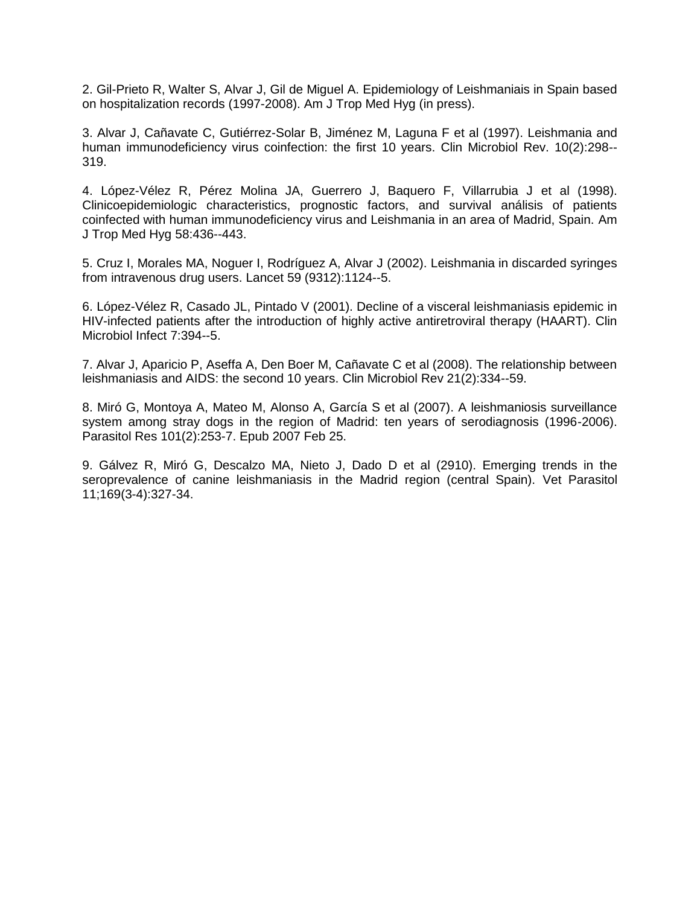2. Gil-Prieto R, Walter S, Alvar J, Gil de Miguel A. Epidemiology of Leishmaniais in Spain based on hospitalization records (1997-2008). Am J Trop Med Hyg (in press).

3. Alvar J, Cañavate C, Gutiérrez-Solar B, Jiménez M, Laguna F et al (1997). Leishmania and human immunodeficiency virus coinfection: the first 10 years. Clin Microbiol Rev. 10(2):298--319.

4. López-Vélez R, Pérez Molina JA, Guerrero J, Baquero F, Villarrubia J et al (1998). Clinicoepidemiologic characteristics, prognostic factors, and survival análisis of patients coinfected with human immunodeficiency virus and Leishmania in an area of Madrid, Spain. Am J Trop Med Hyg 58:436--443.

5. Cruz I, Morales MA, Noguer I, Rodríguez A, Alvar J (2002). Leishmania in discarded syringes from intravenous drug users. Lancet 59 (9312):1124--5.

6. López-Vélez R, Casado JL, Pintado V (2001). Decline of a visceral leishmaniasis epidemic in HIV-infected patients after the introduction of highly active antiretroviral therapy (HAART). Clin Microbiol Infect 7:394--5.

7. Alvar J, Aparicio P, Aseffa A, Den Boer M, Cañavate C et al (2008). The relationship between leishmaniasis and AIDS: the second 10 years. Clin Microbiol Rev 21(2):334--59.

8. Miró G, Montoya A, Mateo M, Alonso A, García S et al (2007). A leishmaniosis surveillance system among stray dogs in the region of Madrid: ten years of serodiagnosis (1996-2006). Parasitol Res 101(2):253-7. Epub 2007 Feb 25.

9. Gálvez R, Miró G, Descalzo MA, Nieto J, Dado D et al (2910). Emerging trends in the seroprevalence of canine leishmaniasis in the Madrid region (central Spain). Vet Parasitol 11;169(3-4):327-34.